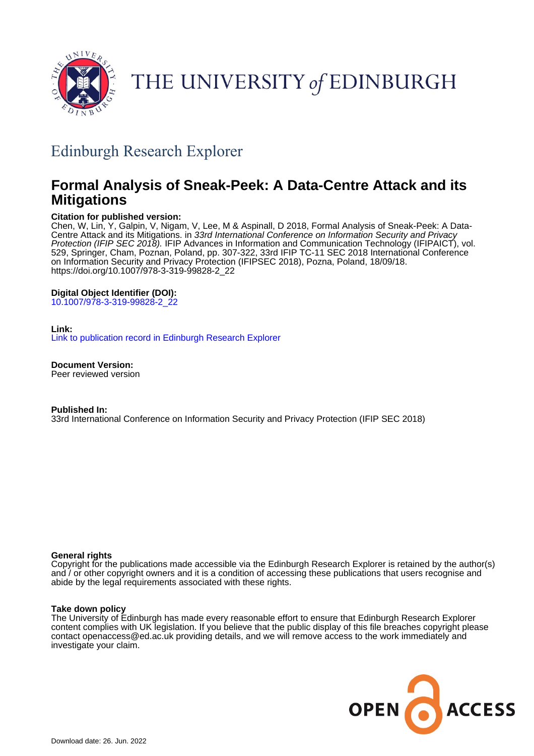THE UNIVERSITY *of* EDINBURGH

## Edinburgh Research Explorer

# Formal Analysis of Sneak-Peek: A Data-Centre Attack and its Mitigations

**Citation for published version:**
Chen, W, Lin, Y, Galpin, V, Nigam, V, Lee, M & Aspinall, D 2018, Formal Analysis of Sneak-Peek: A Data-Centre Attack and its Mitigations. in *33rd International Conference on Information Security and Privacy Protection (IFIP SEC 2018).* IFIP Advances in Information and Communication Technology (IFIPAICT), vol. 529, Springer, Cham, Poznan, Poland, pp. 307-322, 33rd IFIP TC-11 SEC 2018 International Conference on Information Security and Privacy Protection (IFIPSEC 2018), Pozna, Poland, 18/09/18. https://doi.org/10.1007/978-3-319-99828-2_22

**Digital Object Identifier (DOI):**
10.1007/978-3-319-99828-2_22

**Link:**
Link to publication record in Edinburgh Research Explorer

**Document Version:**
Peer reviewed version

**Published In:**
33rd International Conference on Information Security and Privacy Protection (IFIP SEC 2018)

**General rights**
Copyright for the publications made accessible via the Edinburgh Research Explorer is retained by the author(s) and / or other copyright owners and it is a condition of accessing these publications that users recognise and abide by the legal requirements associated with these rights.

**Take down policy**
The University of Edinburgh has made every reasonable effort to ensure that Edinburgh Research Explorer content complies with UK legislation. If you believe that the public display of this file breaches copyright please contact openaccess@ed.ac.uk providing details, and we will remove access to the work immediately and investigate your claim.

OPEN ACCESS

Download date: 26. Jun. 2022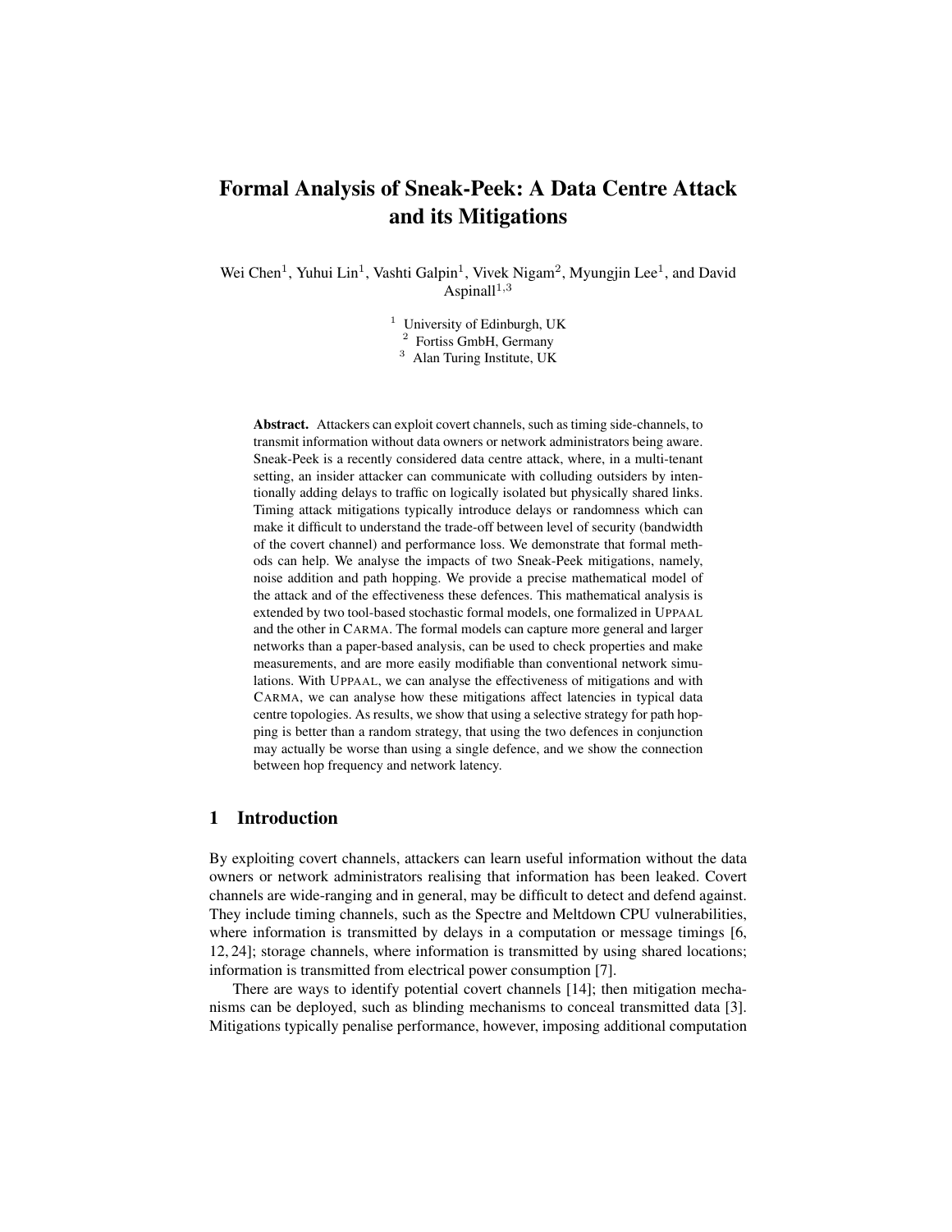# Formal Analysis of Sneak-Peek: A Data Centre Attack and its Mitigations

Wei Chen[1], Yuhui Lin[1], Vashti Galpin[1], Vivek Nigam[2], Myungjin Lee[1], and David Aspinall[1,3]

[1] University of Edinburgh, UK
[2] Fortiss GmbH, Germany
[3] Alan Turing Institute, UK

**Abstract.** Attackers can exploit covert channels, such as timing side-channels, to transmit information without data owners or network administrators being aware. Sneak-Peek is a recently considered data centre attack, where, in a multi-tenant setting, an insider attacker can communicate with colluding outsiders by intentionally adding delays to traffic on logically isolated but physically shared links. Timing attack mitigations typically introduce delays or randomness which can make it difficult to understand the trade-off between level of security (bandwidth of the covert channel) and performance loss. We demonstrate that formal methods can help. We analyse the impacts of two Sneak-Peek mitigations, namely, noise addition and path hopping. We provide a precise mathematical model of the attack and of the effectiveness these defences. This mathematical analysis is extended by two tool-based stochastic formal models, one formalized in UPPAAL and the other in CARMA. The formal models can capture more general and larger networks than a paper-based analysis, can be used to check properties and make measurements, and are more easily modifiable than conventional network simulations. With UPPAAL, we can analyse the effectiveness of mitigations and with CARMA, we can analyse how these mitigations affect latencies in typical data centre topologies. As results, we show that using a selective strategy for path hopping is better than a random strategy, that using the two defences in conjunction may actually be worse than using a single defence, and we show the connection between hop frequency and network latency.

## 1 Introduction

By exploiting covert channels, attackers can learn useful information without the data owners or network administrators realising that information has been leaked. Covert channels are wide-ranging and in general, may be difficult to detect and defend against. They include timing channels, such as the Spectre and Meltdown CPU vulnerabilities, where information is transmitted by delays in a computation or message timings [6, 12, 24]; storage channels, where information is transmitted by using shared locations; information is transmitted from electrical power consumption [7].

There are ways to identify potential covert channels [14]; then mitigation mechanisms can be deployed, such as blinding mechanisms to conceal transmitted data [3]. Mitigations typically penalise performance, however, imposing additional computation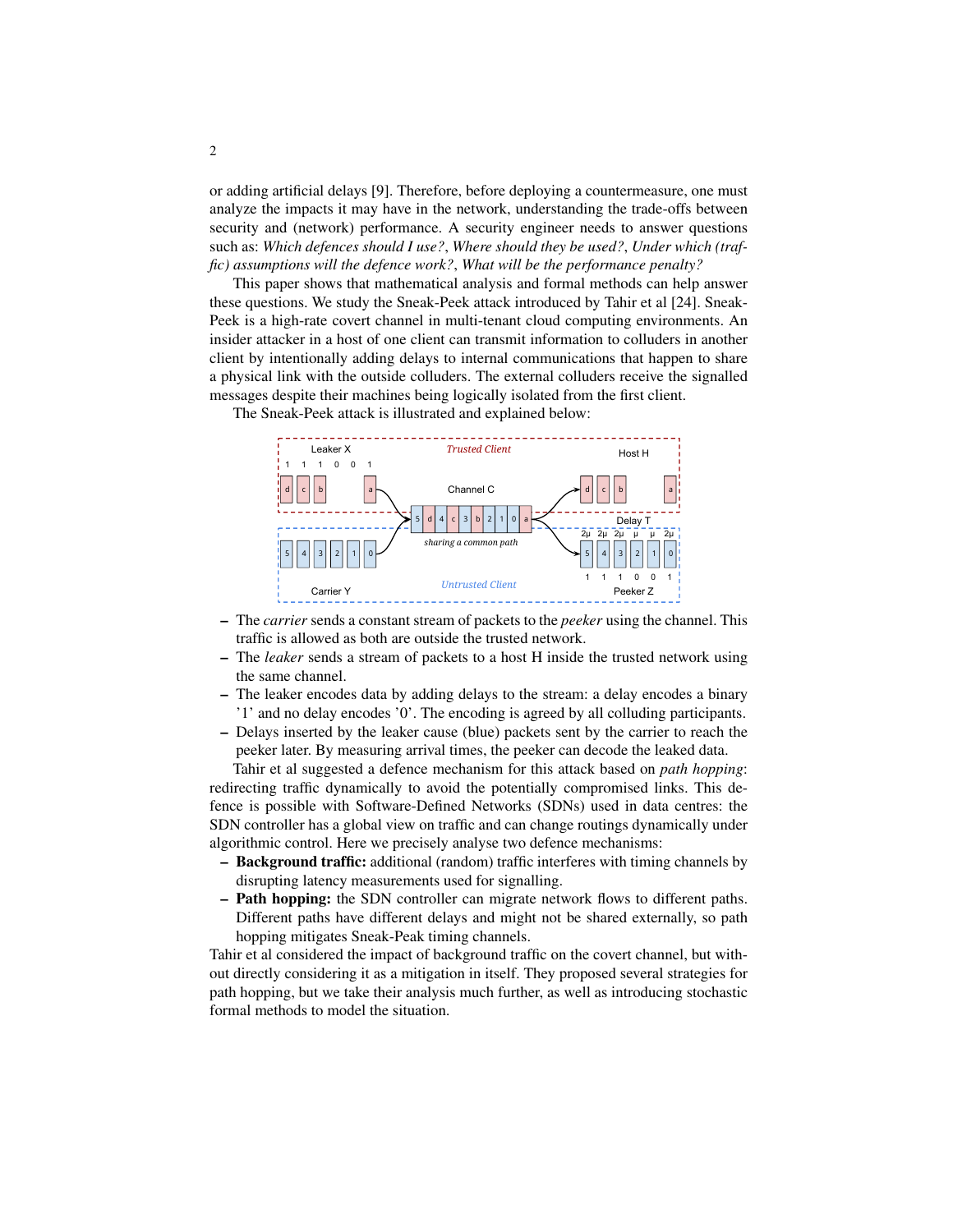or adding artificial delays [9]. Therefore, before deploying a countermeasure, one must analyze the impacts it may have in the network, understanding the trade-offs between security and (network) performance. A security engineer needs to answer questions such as: *Which defences should I use?*, *Where should they be used?*, *Under which (traffic) assumptions will the defence work?*, *What will be the performance penalty?*

This paper shows that mathematical analysis and formal methods can help answer these questions. We study the Sneak-Peek attack introduced by Tahir et al [24]. Sneak-Peek is a high-rate covert channel in multi-tenant cloud computing environments. An insider attacker in a host of one client can transmit information to colluders in another client by intentionally adding delays to internal communications that happen to share a physical link with the outside colluders. The external colluders receive the signalled messages despite their machines being logically isolated from the first client.

The Sneak-Peek attack is illustrated and explained below:

Leaker X
1 1 1 0 0 1
d c b a
Trusted Client
Host H
d c b a
Channel C
5 d 4 c 3 b 2 1 0 a
sharing a common path
Delay T
2μ 2μ 2μ μ μ 2μ
5 4 3 2 1 0
5 4 3 2 1 0
1 1 1 0 0 1
Carrier Y
Untrusted Client
Peeker Z

- The *carrier* sends a constant stream of packets to the *peeker* using the channel. This traffic is allowed as both are outside the trusted network.
- The *leaker* sends a stream of packets to a host H inside the trusted network using the same channel.
- The leaker encodes data by adding delays to the stream: a delay encodes a binary '1' and no delay encodes '0'. The encoding is agreed by all colluding participants.
- Delays inserted by the leaker cause (blue) packets sent by the carrier to reach the peeker later. By measuring arrival times, the peeker can decode the leaked data.

Tahir et al suggested a defence mechanism for this attack based on *path hopping*: redirecting traffic dynamically to avoid the potentially compromised links. This defence is possible with Software-Defined Networks (SDNs) used in data centres: the SDN controller has a global view on traffic and can change routings dynamically under algorithmic control. Here we precisely analyse two defence mechanisms:

- **Background traffic:** additional (random) traffic interferes with timing channels by disrupting latency measurements used for signalling.
- **Path hopping:** the SDN controller can migrate network flows to different paths. Different paths have different delays and might not be shared externally, so path hopping mitigates Sneak-Peek timing channels.

Tahir et al considered the impact of background traffic on the covert channel, but without directly considering it as a mitigation in itself. They proposed several strategies for path hopping, but we take their analysis much further, as well as introducing stochastic formal methods to model the situation.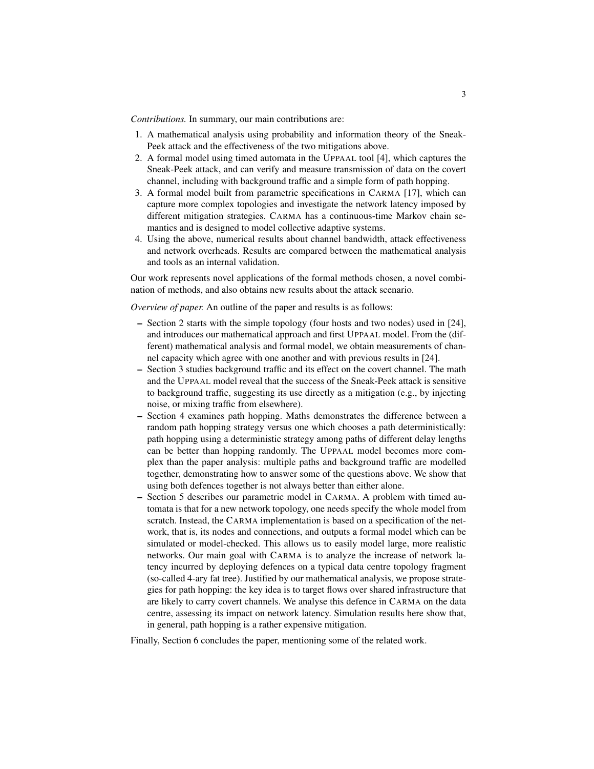*Contributions.* In summary, our main contributions are:

1. A mathematical analysis using probability and information theory of the Sneak-Peek attack and the effectiveness of the two mitigations above.
2. A formal model using timed automata in the UPPAAL tool [4], which captures the Sneak-Peek attack, and can verify and measure transmission of data on the covert channel, including with background traffic and a simple form of path hopping.
3. A formal model built from parametric specifications in CARMA [17], which can capture more complex topologies and investigate the network latency imposed by different mitigation strategies. CARMA has a continuous-time Markov chain semantics and is designed to model collective adaptive systems.
4. Using the above, numerical results about channel bandwidth, attack effectiveness and network overheads. Results are compared between the mathematical analysis and tools as an internal validation.

Our work represents novel applications of the formal methods chosen, a novel combination of methods, and also obtains new results about the attack scenario.

*Overview of paper.* An outline of the paper and results is as follows:

- Section 2 starts with the simple topology (four hosts and two nodes) used in [24], and introduces our mathematical approach and first UPPAAL model. From the (different) mathematical analysis and formal model, we obtain measurements of channel capacity which agree with one another and with previous results in [24].
- Section 3 studies background traffic and its effect on the covert channel. The math and the UPPAAL model reveal that the success of the Sneak-Peek attack is sensitive to background traffic, suggesting its use directly as a mitigation (e.g., by injecting noise, or mixing traffic from elsewhere).
- Section 4 examines path hopping. Maths demonstrates the difference between a random path hopping strategy versus one which chooses a path deterministically: path hopping using a deterministic strategy among paths of different delay lengths can be better than hopping randomly. The UPPAAL model becomes more complex than the paper analysis: multiple paths and background traffic are modelled together, demonstrating how to answer some of the questions above. We show that using both defences together is not always better than either alone.
- Section 5 describes our parametric model in CARMA. A problem with timed automata is that for a new network topology, one needs specify the whole model from scratch. Instead, the CARMA implementation is based on a specification of the network, that is, its nodes and connections, and outputs a formal model which can be simulated or model-checked. This allows us to easily model large, more realistic networks. Our main goal with CARMA is to analyze the increase of network latency incurred by deploying defences on a typical data centre topology fragment (so-called 4-ary fat tree). Justified by our mathematical analysis, we propose strategies for path hopping: the key idea is to target flows over shared infrastructure that are likely to carry covert channels. We analyse this defence in CARMA on the data centre, assessing its impact on network latency. Simulation results here show that, in general, path hopping is a rather expensive mitigation.

Finally, Section 6 concludes the paper, mentioning some of the related work.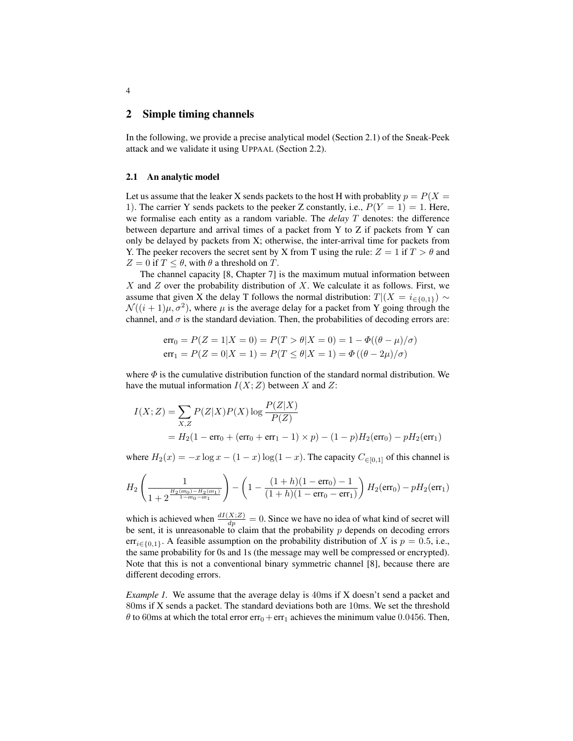## 2 Simple timing channels

In the following, we provide a precise analytical model (Section 2.1) of the Sneak-Peek attack and we validate it using UPPAAL (Section 2.2).

### 2.1 An analytic model

Let us assume that the leaker X sends packets to the host H with probablity $p = P(X = 1)$. The carrier Y sends packets to the peeker Z constantly, i.e., $P(Y = 1) = 1$. Here, we formalise each entity as a random variable. The *delay* $T$ denotes: the difference between departure and arrival times of a packet from Y to Z if packets from Y can only be delayed by packets from X; otherwise, the inter-arrival time for packets from Y. The peeker recovers the secret sent by X from T using the rule: $Z = 1$ if $T > \theta$ and $Z = 0$ if $T \leq \theta$, with $\theta$ a threshold on $T$.

The channel capacity [8, Chapter 7] is the maximum mutual information between $X$ and $Z$ over the probability distribution of $X$. We calculate it as follows. First, we assume that given X the delay T follows the normal distribution: $T|(X = i_{\in\{0,1\}}) \sim \mathcal{N}((i+1)\mu, \sigma^2)$, where $\mu$ is the average delay for a packet from Y going through the channel, and $\sigma$ is the standard deviation. Then, the probabilities of decoding errors are:

$$\mathrm{err}_0 = P(Z = 1|X = 0) = P(T > \theta|X = 0) = 1 - \Phi((\theta - \mu)/\sigma)$$
$$\mathrm{err}_1 = P(Z = 0|X = 1) = P(T \leq \theta|X = 1) = \Phi((\theta - 2\mu)/\sigma)$$

where $\Phi$ is the cumulative distribution function of the standard normal distribution. We have the mutual information $I(X; Z)$ between $X$ and $Z$:

$$\begin{aligned} I(X;Z) &= \sum_{X,Z} P(Z|X)P(X)\log\frac{P(Z|X)}{P(Z)} \\ &= H_2(1 - \mathrm{err}_0 + (\mathrm{err}_0 + \mathrm{err}_1 - 1) \times p) - (1-p)H_2(\mathrm{err}_0) - pH_2(\mathrm{err}_1) \end{aligned}$$

where $H_2(x) = -x\log x - (1-x)\log(1-x)$. The capacity $C_{\in[0,1]}$ of this channel is

$$H_2\left(\frac{1}{1 + 2^{\frac{H_2(\mathrm{err}_0) - H_2(\mathrm{err}_1)}{1 - \mathrm{err}_0 - \mathrm{err}_1}}}\right) - \left(1 - \frac{(1+h)(1-\mathrm{err}_0) - 1}{(1+h)(1 - \mathrm{err}_0 - \mathrm{err}_1)}\right) H_2(\mathrm{err}_0) - pH_2(\mathrm{err}_1)$$

which is achieved when $\frac{dI(X;Z)}{dp} = 0$. Since we have no idea of what kind of secret will be sent, it is unreasonable to claim that the probability $p$ depends on decoding errors $\mathrm{err}_{i\in\{0,1\}}$. A feasible assumption on the probability distribution of $X$ is $p = 0.5$, i.e., the same probability for 0s and 1s (the message may well be compressed or encrypted). Note that this is not a conventional binary symmetric channel [8], because there are different decoding errors.

*Example 1.* We assume that the average delay is 40ms if X doesn't send a packet and 80ms if X sends a packet. The standard deviations both are 10ms. We set the threshold $\theta$ to 60ms at which the total error $\mathrm{err}_0 + \mathrm{err}_1$ achieves the minimum value 0.0456. Then,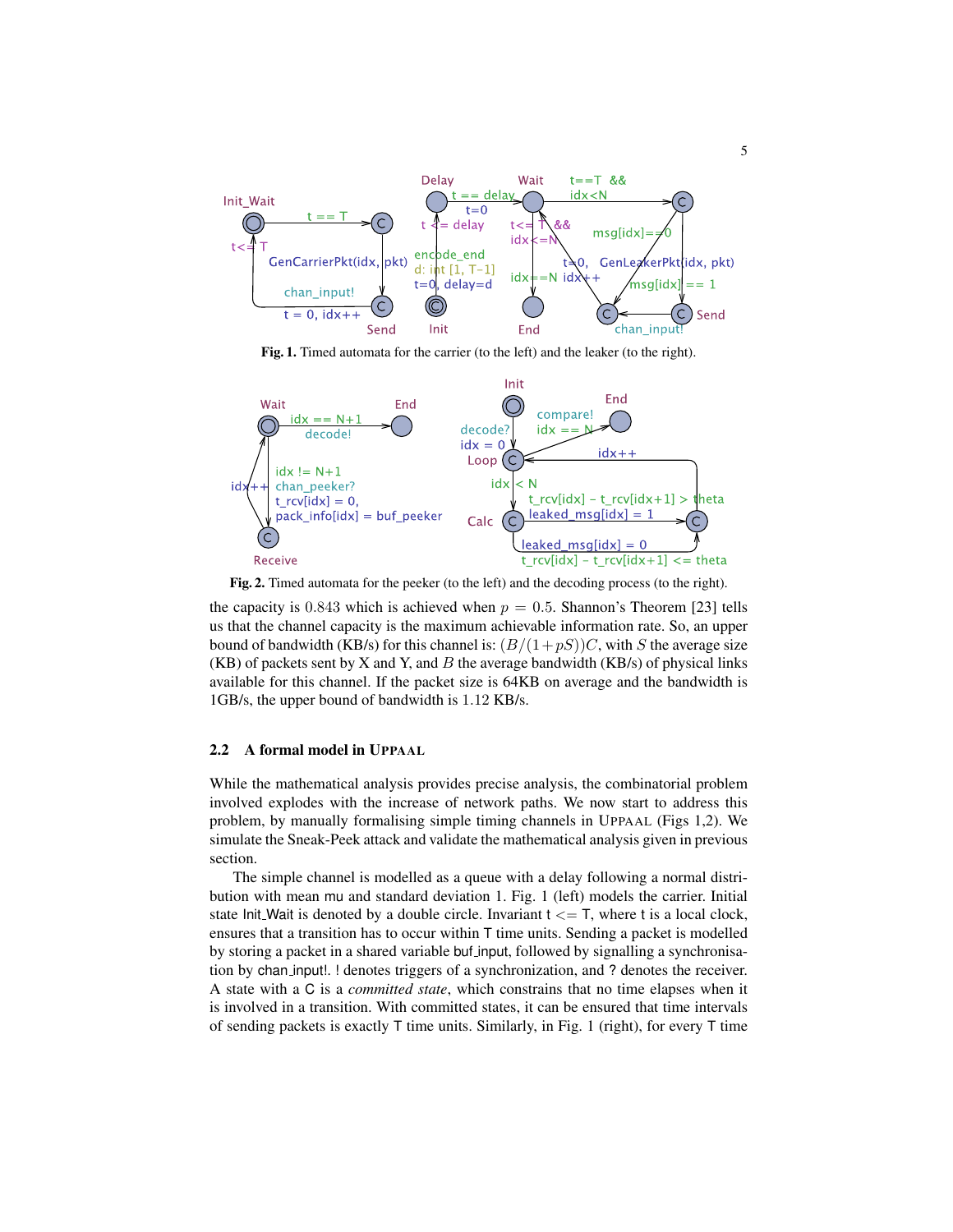**Fig. 1.** Timed automata for the carrier (to the left) and the leaker (to the right).

**Fig. 2.** Timed automata for the peeker (to the left) and the decoding process (to the right).

the capacity is 0.843 which is achieved when $p = 0.5$. Shannon's Theorem [23] tells us that the channel capacity is the maximum achievable information rate. So, an upper bound of bandwidth (KB/s) for this channel is: $(B/(1+pS))C$, with $S$ the average size (KB) of packets sent by X and Y, and $B$ the average bandwidth (KB/s) of physical links available for this channel. If the packet size is 64KB on average and the bandwidth is 1GB/s, the upper bound of bandwidth is 1.12 KB/s.

### 2.2 A formal model in UPPAAL

While the mathematical analysis provides precise analysis, the combinatorial problem involved explodes with the increase of network paths. We now start to address this problem, by manually formalising simple timing channels in UPPAAL (Figs 1,2). We simulate the Sneak-Peek attack and validate the mathematical analysis given in previous section.

The simple channel is modelled as a queue with a delay following a normal distribution with mean mu and standard deviation 1. Fig. 1 (left) models the carrier. Initial state Init_Wait is denoted by a double circle. Invariant t <= T, where t is a local clock, ensures that a transition has to occur within T time units. Sending a packet is modelled by storing a packet in a shared variable buf_input, followed by signalling a synchronisation by chan_input!. ! denotes triggers of a synchronization, and ? denotes the receiver. A state with a C is a *committed state*, which constrains that no time elapses when it is involved in a transition. With committed states, it can be ensured that time intervals of sending packets is exactly T time units. Similarly, in Fig. 1 (right), for every T time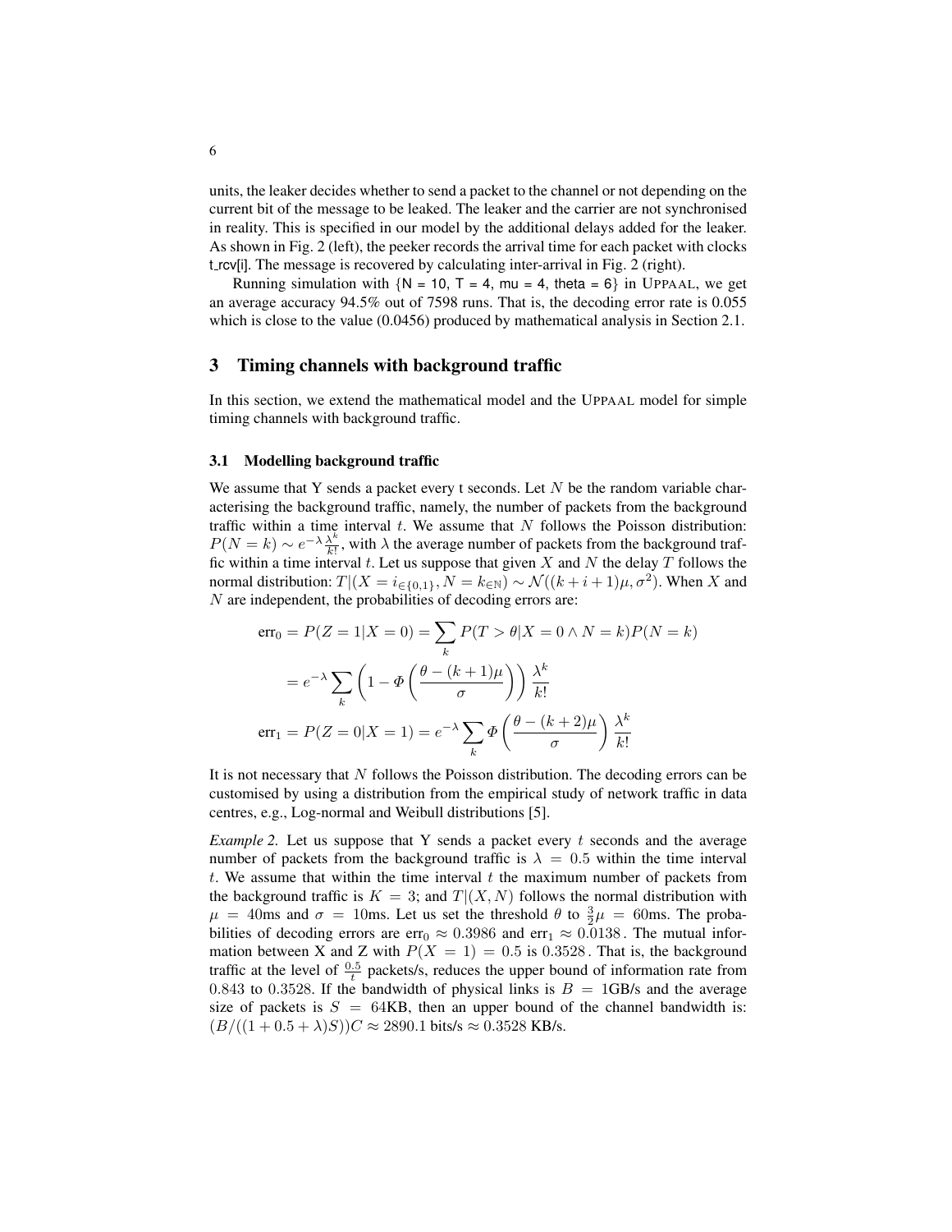units, the leaker decides whether to send a packet to the channel or not depending on the current bit of the message to be leaked. The leaker and the carrier are not synchronised in reality. This is specified in our model by the additional delays added for the leaker. As shown in Fig. 2 (left), the peeker records the arrival time for each packet with clocks t_rcv[i]. The message is recovered by calculating inter-arrival in Fig. 2 (right).

Running simulation with {N = 10, T = 4, mu = 4, theta = 6} in UPPAAL, we get an average accuracy 94.5% out of 7598 runs. That is, the decoding error rate is 0.055 which is close to the value (0.0456) produced by mathematical analysis in Section 2.1.

## 3 Timing channels with background traffic

In this section, we extend the mathematical model and the UPPAAL model for simple timing channels with background traffic.

### 3.1 Modelling background traffic

We assume that Y sends a packet every t seconds. Let $N$ be the random variable characterising the background traffic, namely, the number of packets from the background traffic within a time interval $t$. We assume that $N$ follows the Poisson distribution: $P(N = k) \sim e^{-\lambda}\frac{\lambda^k}{k!}$, with $\lambda$ the average number of packets from the background traffic within a time interval $t$. Let us suppose that given $X$ and $N$ the delay $T$ follows the normal distribution: $T|(X = i_{\in\{0,1\}}, N = k_{\in\mathbb{N}}) \sim \mathcal{N}((k + i + 1)\mu, \sigma^2)$. When $X$ and $N$ are independent, the probabilities of decoding errors are:

$$\begin{aligned}
\text{err}_0 = P(Z = 1|X = 0) &= \sum_k P(T > \theta | X = 0 \wedge N = k)P(N = k) \\
&= e^{-\lambda}\sum_k \left(1 - \Phi\left(\frac{\theta - (k+1)\mu}{\sigma}\right)\right)\frac{\lambda^k}{k!} \\
\text{err}_1 = P(Z = 0|X = 1) &= e^{-\lambda}\sum_k \Phi\left(\frac{\theta - (k+2)\mu}{\sigma}\right)\frac{\lambda^k}{k!}
\end{aligned}$$

It is not necessary that $N$ follows the Poisson distribution. The decoding errors can be customised by using a distribution from the empirical study of network traffic in data centres, e.g., Log-normal and Weibull distributions [5].

*Example 2.* Let us suppose that Y sends a packet every $t$ seconds and the average number of packets from the background traffic is $\lambda = 0.5$ within the time interval $t$. We assume that within the time interval $t$ the maximum number of packets from the background traffic is $K = 3$; and $T|(X, N)$ follows the normal distribution with $\mu = 40$ms and $\sigma = 10$ms. Let us set the threshold $\theta$ to $\frac{3}{2}\mu = 60$ms. The probabilities of decoding errors are $\text{err}_0 \approx 0.3986$ and $\text{err}_1 \approx 0.0138$. The mutual information between X and Z with $P(X = 1) = 0.5$ is $0.3528$. That is, the background traffic at the level of $\frac{0.5}{t}$ packets/s, reduces the upper bound of information rate from $0.843$ to $0.3528$. If the bandwidth of physical links is $B = 1$GB/s and the average size of packets is $S = 64$KB, then an upper bound of the channel bandwidth is: $(B/((1 + 0.5 + \lambda)S))C \approx 2890.1$ bits/s $\approx 0.3528$ KB/s.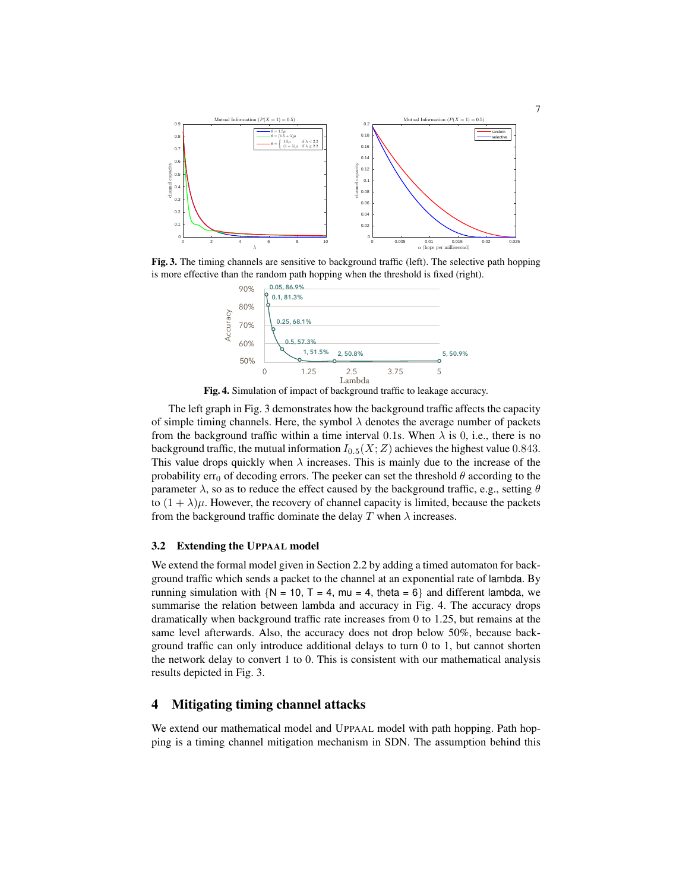**Fig. 3.** The timing channels are sensitive to background traffic (left). The selective path hopping is more effective than the random path hopping when the threshold is fixed (right).

**Fig. 4.** Simulation of impact of background traffic to leakage accuracy.

The left graph in Fig. 3 demonstrates how the background traffic affects the capacity of simple timing channels. Here, the symbol $\lambda$ denotes the average number of packets from the background traffic within a time interval 0.1s. When $\lambda$ is 0, i.e., there is no background traffic, the mutual information $I_{0.5}(X; Z)$ achieves the highest value 0.843. This value drops quickly when $\lambda$ increases. This is mainly due to the increase of the probability $\text{err}_0$ of decoding errors. The peeker can set the threshold $\theta$ according to the parameter $\lambda$, so as to reduce the effect caused by the background traffic, e.g., setting $\theta$ to $(1 + \lambda)\mu$. However, the recovery of channel capacity is limited, because the packets from the background traffic dominate the delay $T$ when $\lambda$ increases.

### 3.2 Extending the UPPAAL model

We extend the formal model given in Section 2.2 by adding a timed automaton for background traffic which sends a packet to the channel at an exponential rate of lambda. By running simulation with {N = 10, T = 4, mu = 4, theta = 6} and different lambda, we summarise the relation between lambda and accuracy in Fig. 4. The accuracy drops dramatically when background traffic rate increases from 0 to 1.25, but remains at the same level afterwards. Also, the accuracy does not drop below 50%, because background traffic can only introduce additional delays to turn 0 to 1, but cannot shorten the network delay to convert 1 to 0. This is consistent with our mathematical analysis results depicted in Fig. 3.

## 4 Mitigating timing channel attacks

We extend our mathematical model and UPPAAL model with path hopping. Path hopping is a timing channel mitigation mechanism in SDN. The assumption behind this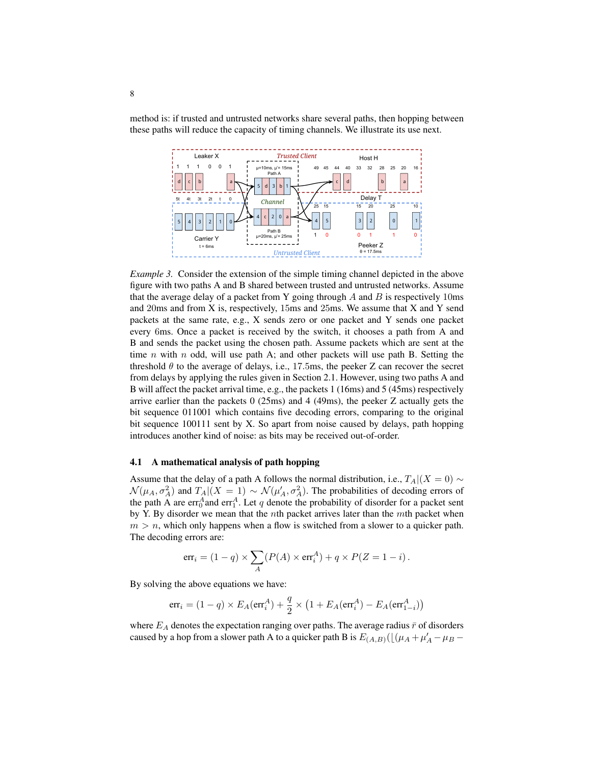method is: if trusted and untrusted networks share several paths, then hopping between these paths will reduce the capacity of timing channels. We illustrate its use next.

*Example 3.* Consider the extension of the simple timing channel depicted in the above figure with two paths A and B shared between trusted and untrusted networks. Assume that the average delay of a packet from Y going through $A$ and $B$ is respectively 10ms and 20ms and from X is, respectively, 15ms and 25ms. We assume that X and Y send packets at the same rate, e.g., X sends zero or one packet and Y sends one packet every 6ms. Once a packet is received by the switch, it chooses a path from A and B and sends the packet using the chosen path. Assume packets which are sent at the time $n$ with $n$ odd, will use path A; and other packets will use path B. Setting the threshold $\theta$ to the average of delays, i.e., 17.5ms, the peeker Z can recover the secret from delays by applying the rules given in Section 2.1. However, using two paths A and B will affect the packet arrival time, e.g., the packets 1 (16ms) and 5 (45ms) respectively arrive earlier than the packets 0 (25ms) and 4 (49ms), the peeker Z actually gets the bit sequence 011001 which contains five decoding errors, comparing to the original bit sequence 100111 sent by X. So apart from noise caused by delays, path hopping introduces another kind of noise: as bits may be received out-of-order.

### 4.1 A mathematical analysis of path hopping

Assume that the delay of a path A follows the normal distribution, i.e., $T_A|(X=0) \sim \mathcal{N}(\mu_A, \sigma_A^2)$ and $T_A|(X=1) \sim \mathcal{N}(\mu'_A, \sigma_A^2)$. The probabilities of decoding errors of the path A are $\text{err}_0^A$and $\text{err}_1^A$. Let $q$ denote the probability of disorder for a packet sent by Y. By disorder we mean that the $n$th packet arrives later than the $m$th packet when $m > n$, which only happens when a flow is switched from a slower to a quicker path. The decoding errors are:

$$\text{err}_i = (1-q) \times \sum_A (P(A) \times \text{err}_i^A) + q \times P(Z = 1-i)\,.$$

By solving the above equations we have:

$$\text{err}_i = (1-q) \times E_A(\text{err}_i^A) + \frac{q}{2} \times \left(1 + E_A(\text{err}_i^A) - E_A(\text{err}_{1-i}^A)\right)$$

where $E_A$ denotes the expectation ranging over paths. The average radius $\bar{r}$ of disorders caused by a hop from a slower path A to a quicker path B is $E_{(A,B)}(\lfloor(\mu_A + \mu'_A - \mu_B -$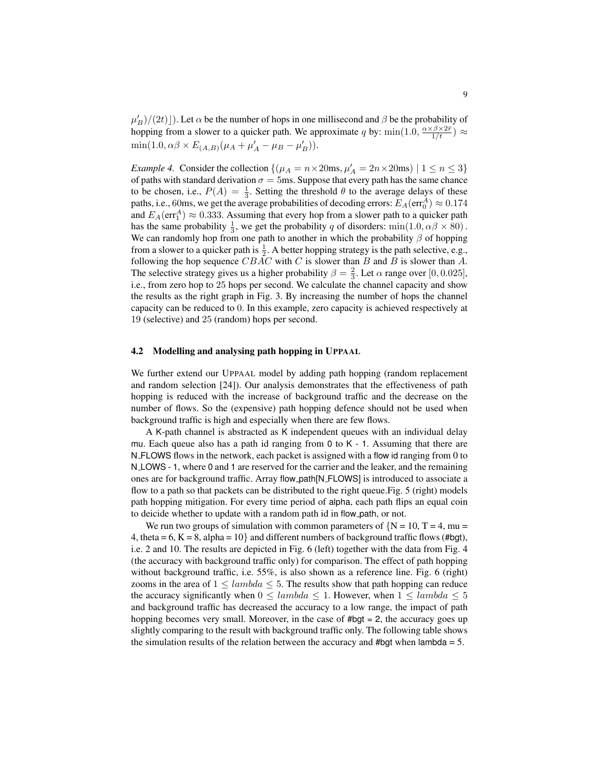$\mu'_B)/(2t)\rfloor$). Let $\alpha$ be the number of hops in one millisecond and $\beta$ be the probability of hopping from a slower to a quicker path. We approximate $q$ by: $\min(1.0, \frac{\alpha \times \beta \times 2\bar{r}}{1/t}) \approx \min(1.0, \alpha\beta \times E_{(A,B)}(\mu_A + \mu'_A - \mu_B - \mu'_B))$.

*Example 4.* Consider the collection $\{(\mu_A = n \times 20\text{ms}, \mu'_A = 2n \times 20\text{ms}) \mid 1 \leq n \leq 3\}$ of paths with standard derivation $\sigma = 5$ms. Suppose that every path has the same chance to be chosen, i.e., $P(A) = \frac{1}{3}$. Setting the threshold $\theta$ to the average delays of these paths, i.e., $60$ms, we get the average probabilities of decoding errors: $E_A(\text{err}_0^A) \approx 0.174$ and $E_A(\text{err}_1^A) \approx 0.333$. Assuming that every hop from a slower path to a quicker path has the same probability $\frac{1}{3}$, we get the probability $q$ of disorders: $\min(1.0, \alpha\beta \times 80)$. We can randomly hop from one path to another in which the probability $\beta$ of hopping from a slower to a quicker path is $\frac{1}{2}$. A better hopping strategy is the path selective, e.g., following the hop sequence $CBAC$ with $C$ is slower than $B$ and $B$ is slower than $A$. The selective strategy gives us a higher probability $\beta = \frac{2}{3}$. Let $\alpha$ range over $[0, 0.025]$, i.e., from zero hop to $25$ hops per second. We calculate the channel capacity and show the results as the right graph in Fig. 3. By increasing the number of hops the channel capacity can be reduced to $0$. In this example, zero capacity is achieved respectively at $19$ (selective) and $25$ (random) hops per second.

### 4.2 Modelling and analysing path hopping in UPPAAL

We further extend our UPPAAL model by adding path hopping (random replacement and random selection [24]). Our analysis demonstrates that the effectiveness of path hopping is reduced with the increase of background traffic and the decrease on the number of flows. So the (expensive) path hopping defence should not be used when background traffic is high and especially when there are few flows.

A K-path channel is abstracted as K independent queues with an individual delay mu. Each queue also has a path id ranging from 0 to K - 1. Assuming that there are N_FLOWS flows in the network, each packet is assigned with a flow id ranging from 0 to N_LOWS - 1, where 0 and 1 are reserved for the carrier and the leaker, and the remaining ones are for background traffic. Array flow_path[N_FLOWS] is introduced to associate a flow to a path so that packets can be distributed to the right queue.Fig. 5 (right) models path hopping mitigation. For every time period of alpha, each path flips an equal coin to deicide whether to update with a random path id in flow_path, or not.

We run two groups of simulation with common parameters of {N = 10, T = 4, mu = 4, theta = 6, K = 8, alpha = 10} and different numbers of background traffic flows (#bgt), i.e. 2 and 10. The results are depicted in Fig. 6 (left) together with the data from Fig. 4 (the accuracy with background traffic only) for comparison. The effect of path hopping without background traffic, i.e. 55%, is also shown as a reference line. Fig. 6 (right) zooms in the area of $1 \leq lambda \leq 5$. The results show that path hopping can reduce the accuracy significantly when $0 \leq lambda \leq 1$. However, when $1 \leq lambda \leq 5$ and background traffic has decreased the accuracy to a low range, the impact of path hopping becomes very small. Moreover, in the case of #bgt = 2, the accuracy goes up slightly comparing to the result with background traffic only. The following table shows the simulation results of the relation between the accuracy and #bgt when lambda = 5.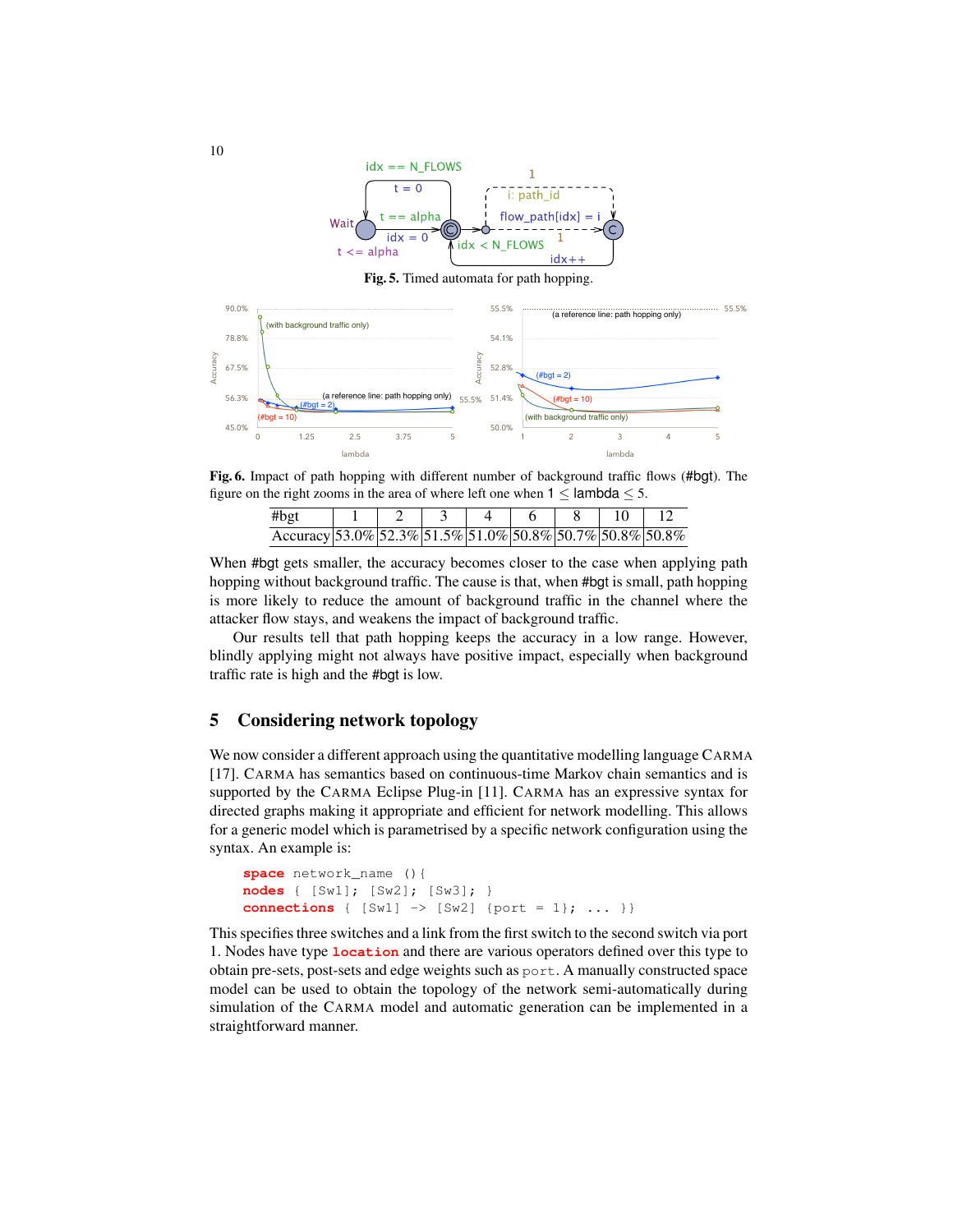Fig. 5. Timed automata for path hopping.

Fig. 6. Impact of path hopping with different number of background traffic flows (#bgt). The figure on the right zooms in the area of where left one when $1 \leq$ lambda $\leq 5$.

| #bgt | 1 | 2 | 3 | 4 | 6 | 8 | 10 | 12 |
|---|---|---|---|---|---|---|---|---|
| Accuracy | 53.0% | 52.3% | 51.5% | 51.0% | 50.8% | 50.7% | 50.8% | 50.8% |

When #bgt gets smaller, the accuracy becomes closer to the case when applying path hopping without background traffic. The cause is that, when #bgt is small, path hopping is more likely to reduce the amount of background traffic in the channel where the attacker flow stays, and weakens the impact of background traffic.

Our results tell that path hopping keeps the accuracy in a low range. However, blindly applying might not always have positive impact, especially when background traffic rate is high and the #bgt is low.

## 5 Considering network topology

We now consider a different approach using the quantitative modelling language CARMA [17]. CARMA has semantics based on continuous-time Markov chain semantics and is supported by the CARMA Eclipse Plug-in [11]. CARMA has an expressive syntax for directed graphs making it appropriate and efficient for network modelling. This allows for a generic model which is parametrised by a specific network configuration using the syntax. An example is:

```
space network_name (){
nodes { [Sw1]; [Sw2]; [Sw3]; }
connections { [Sw1] -> [Sw2] {port = 1}; ... }}
```

This specifies three switches and a link from the first switch to the second switch via port 1. Nodes have type **location** and there are various operators defined over this type to obtain pre-sets, post-sets and edge weights such as `port`. A manually constructed space model can be used to obtain the topology of the network semi-automatically during simulation of the CARMA model and automatic generation can be implemented in a straightforward manner.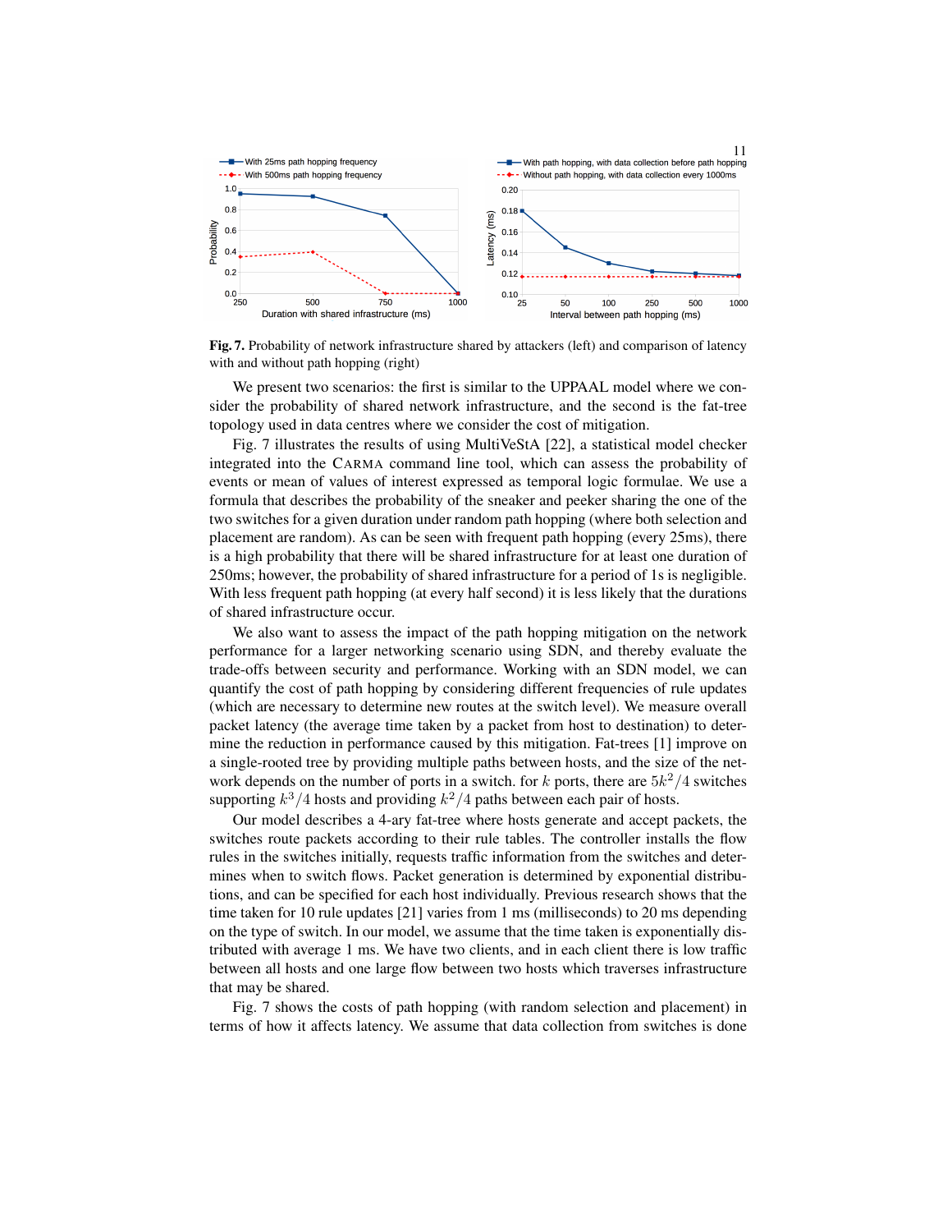**Fig. 7.** Probability of network infrastructure shared by attackers (left) and comparison of latency with and without path hopping (right)

We present two scenarios: the first is similar to the UPPAAL model where we consider the probability of shared network infrastructure, and the second is the fat-tree topology used in data centres where we consider the cost of mitigation.

Fig. 7 illustrates the results of using MultiVeStA [22], a statistical model checker integrated into the CARMA command line tool, which can assess the probability of events or mean of values of interest expressed as temporal logic formulae. We use a formula that describes the probability of the sneaker and peeker sharing the one of the two switches for a given duration under random path hopping (where both selection and placement are random). As can be seen with frequent path hopping (every 25ms), there is a high probability that there will be shared infrastructure for at least one duration of 250ms; however, the probability of shared infrastructure for a period of 1s is negligible. With less frequent path hopping (at every half second) it is less likely that the durations of shared infrastructure occur.

We also want to assess the impact of the path hopping mitigation on the network performance for a larger networking scenario using SDN, and thereby evaluate the trade-offs between security and performance. Working with an SDN model, we can quantify the cost of path hopping by considering different frequencies of rule updates (which are necessary to determine new routes at the switch level). We measure overall packet latency (the average time taken by a packet from host to destination) to determine the reduction in performance caused by this mitigation. Fat-trees [1] improve on a single-rooted tree by providing multiple paths between hosts, and the size of the network depends on the number of ports in a switch. for $k$ ports, there are $5k^2/4$ switches supporting $k^3/4$ hosts and providing $k^2/4$ paths between each pair of hosts.

Our model describes a 4-ary fat-tree where hosts generate and accept packets, the switches route packets according to their rule tables. The controller installs the flow rules in the switches initially, requests traffic information from the switches and determines when to switch flows. Packet generation is determined by exponential distributions, and can be specified for each host individually. Previous research shows that the time taken for 10 rule updates [21] varies from 1 ms (milliseconds) to 20 ms depending on the type of switch. In our model, we assume that the time taken is exponentially distributed with average 1 ms. We have two clients, and in each client there is low traffic between all hosts and one large flow between two hosts which traverses infrastructure that may be shared.

Fig. 7 shows the costs of path hopping (with random selection and placement) in terms of how it affects latency. We assume that data collection from switches is done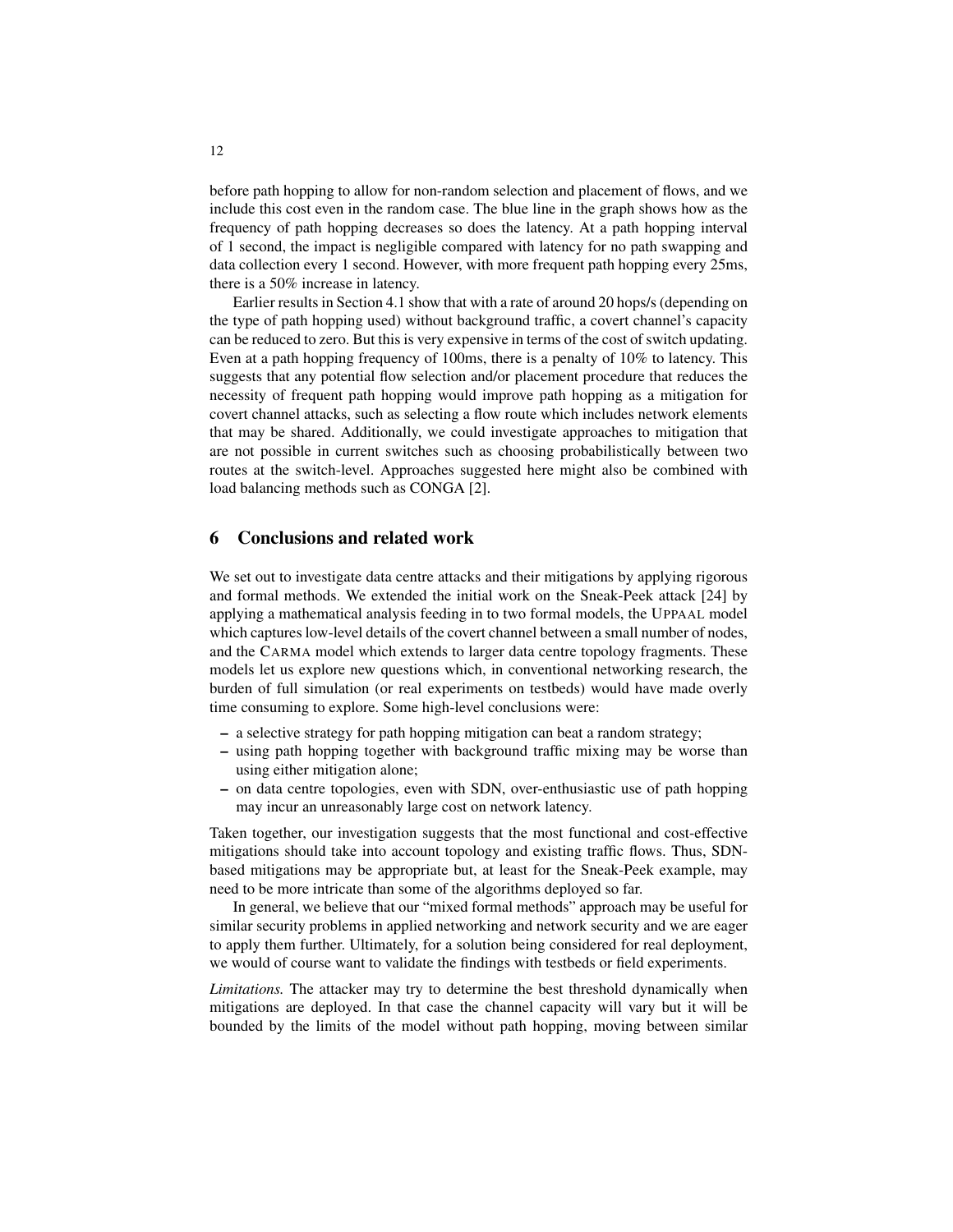before path hopping to allow for non-random selection and placement of flows, and we include this cost even in the random case. The blue line in the graph shows how as the frequency of path hopping decreases so does the latency. At a path hopping interval of 1 second, the impact is negligible compared with latency for no path swapping and data collection every 1 second. However, with more frequent path hopping every 25ms, there is a 50% increase in latency.

Earlier results in Section 4.1 show that with a rate of around 20 hops/s (depending on the type of path hopping used) without background traffic, a covert channel's capacity can be reduced to zero. But this is very expensive in terms of the cost of switch updating. Even at a path hopping frequency of 100ms, there is a penalty of 10% to latency. This suggests that any potential flow selection and/or placement procedure that reduces the necessity of frequent path hopping would improve path hopping as a mitigation for covert channel attacks, such as selecting a flow route which includes network elements that may be shared. Additionally, we could investigate approaches to mitigation that are not possible in current switches such as choosing probabilistically between two routes at the switch-level. Approaches suggested here might also be combined with load balancing methods such as CONGA [2].

## 6 Conclusions and related work

We set out to investigate data centre attacks and their mitigations by applying rigorous and formal methods. We extended the initial work on the Sneak-Peek attack [24] by applying a mathematical analysis feeding in to two formal models, the UPPAAL model which captures low-level details of the covert channel between a small number of nodes, and the CARMA model which extends to larger data centre topology fragments. These models let us explore new questions which, in conventional networking research, the burden of full simulation (or real experiments on testbeds) would have made overly time consuming to explore. Some high-level conclusions were:

- a selective strategy for path hopping mitigation can beat a random strategy;
- using path hopping together with background traffic mixing may be worse than using either mitigation alone;
- on data centre topologies, even with SDN, over-enthusiastic use of path hopping may incur an unreasonably large cost on network latency.

Taken together, our investigation suggests that the most functional and cost-effective mitigations should take into account topology and existing traffic flows. Thus, SDN-based mitigations may be appropriate but, at least for the Sneak-Peek example, may need to be more intricate than some of the algorithms deployed so far.

In general, we believe that our "mixed formal methods" approach may be useful for similar security problems in applied networking and network security and we are eager to apply them further. Ultimately, for a solution being considered for real deployment, we would of course want to validate the findings with testbeds or field experiments.

*Limitations.* The attacker may try to determine the best threshold dynamically when mitigations are deployed. In that case the channel capacity will vary but it will be bounded by the limits of the model without path hopping, moving between similar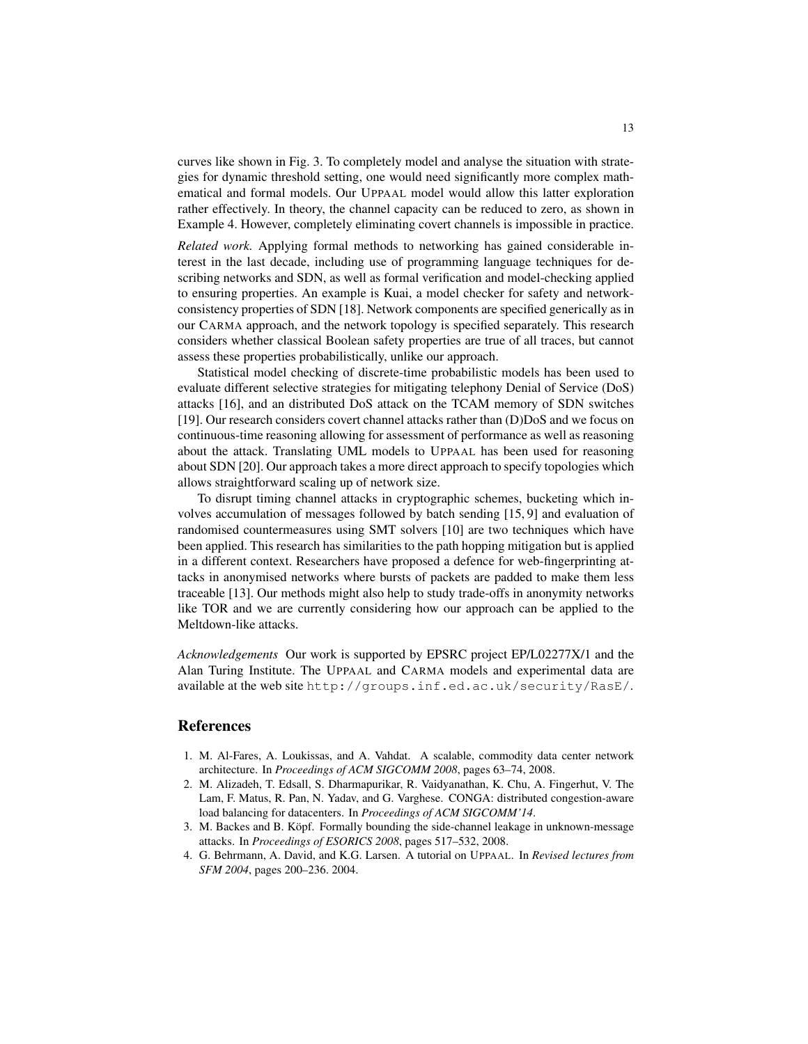curves like shown in Fig. 3. To completely model and analyse the situation with strategies for dynamic threshold setting, one would need significantly more complex mathematical and formal models. Our UPPAAL model would allow this latter exploration rather effectively. In theory, the channel capacity can be reduced to zero, as shown in Example 4. However, completely eliminating covert channels is impossible in practice.

*Related work.* Applying formal methods to networking has gained considerable interest in the last decade, including use of programming language techniques for describing networks and SDN, as well as formal verification and model-checking applied to ensuring properties. An example is Kuai, a model checker for safety and network-consistency properties of SDN [18]. Network components are specified generically as in our CARMA approach, and the network topology is specified separately. This research considers whether classical Boolean safety properties are true of all traces, but cannot assess these properties probabilistically, unlike our approach.

Statistical model checking of discrete-time probabilistic models has been used to evaluate different selective strategies for mitigating telephony Denial of Service (DoS) attacks [16], and an distributed DoS attack on the TCAM memory of SDN switches [19]. Our research considers covert channel attacks rather than (D)DoS and we focus on continuous-time reasoning allowing for assessment of performance as well as reasoning about the attack. Translating UML models to UPPAAL has been used for reasoning about SDN [20]. Our approach takes a more direct approach to specify topologies which allows straightforward scaling up of network size.

To disrupt timing channel attacks in cryptographic schemes, bucketing which involves accumulation of messages followed by batch sending [15, 9] and evaluation of randomised countermeasures using SMT solvers [10] are two techniques which have been applied. This research has similarities to the path hopping mitigation but is applied in a different context. Researchers have proposed a defence for web-fingerprinting attacks in anonymised networks where bursts of packets are padded to make them less traceable [13]. Our methods might also help to study trade-offs in anonymity networks like TOR and we are currently considering how our approach can be applied to the Meltdown-like attacks.

*Acknowledgements* Our work is supported by EPSRC project EP/L02277X/1 and the Alan Turing Institute. The UPPAAL and CARMA models and experimental data are available at the web site `http://groups.inf.ed.ac.uk/security/RasE/`.

## References

1. M. Al-Fares, A. Loukissas, and A. Vahdat. A scalable, commodity data center network architecture. In *Proceedings of ACM SIGCOMM 2008*, pages 63–74, 2008.
2. M. Alizadeh, T. Edsall, S. Dharmapurikar, R. Vaidyanathan, K. Chu, A. Fingerhut, V. The Lam, F. Matus, R. Pan, N. Yadav, and G. Varghese. CONGA: distributed congestion-aware load balancing for datacenters. In *Proceedings of ACM SIGCOMM'14*.
3. M. Backes and B. Köpf. Formally bounding the side-channel leakage in unknown-message attacks. In *Proceedings of ESORICS 2008*, pages 517–532, 2008.
4. G. Behrmann, A. David, and K.G. Larsen. A tutorial on UPPAAL. In *Revised lectures from SFM 2004*, pages 200–236. 2004.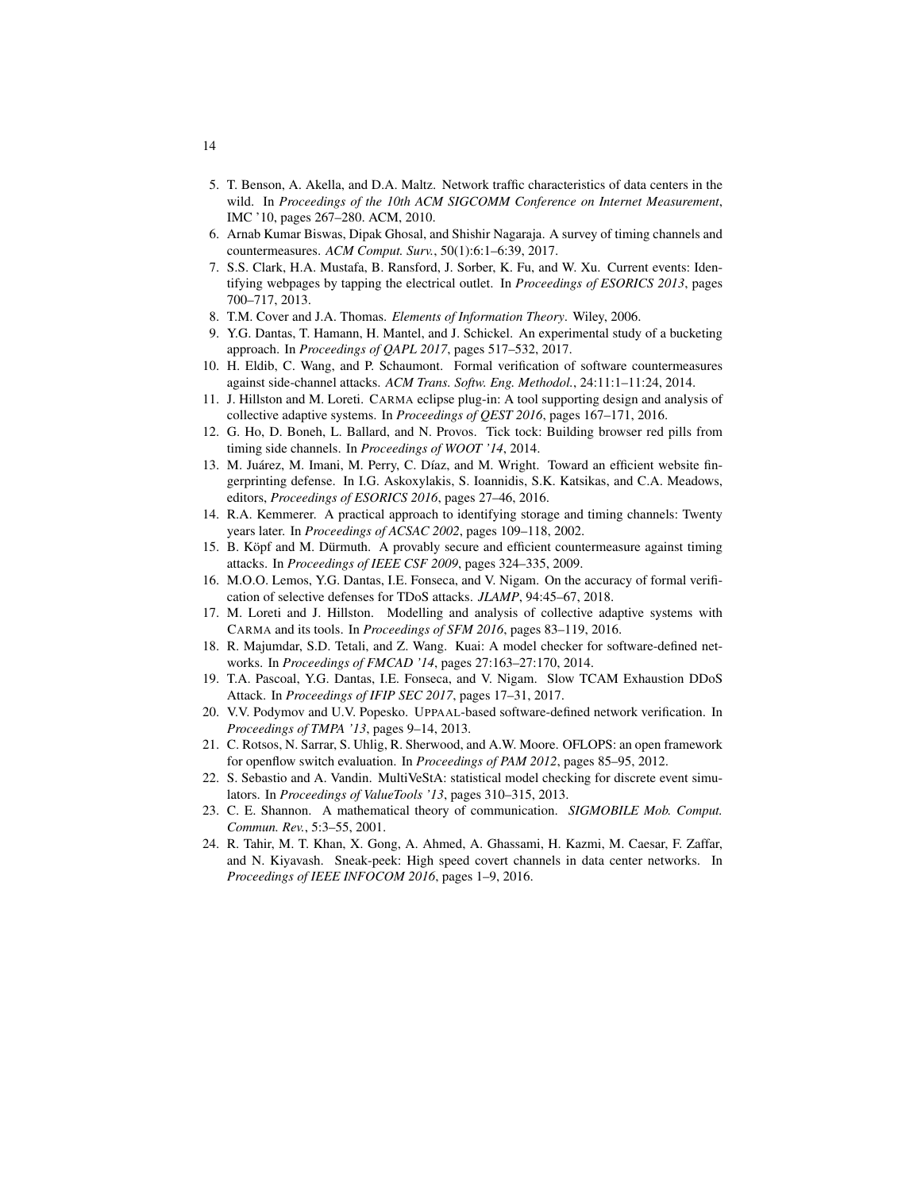5. T. Benson, A. Akella, and D.A. Maltz. Network traffic characteristics of data centers in the wild. In *Proceedings of the 10th ACM SIGCOMM Conference on Internet Measurement*, IMC '10, pages 267–280. ACM, 2010.
6. Arnab Kumar Biswas, Dipak Ghosal, and Shishir Nagaraja. A survey of timing channels and countermeasures. *ACM Comput. Surv.*, 50(1):6:1–6:39, 2017.
7. S.S. Clark, H.A. Mustafa, B. Ransford, J. Sorber, K. Fu, and W. Xu. Current events: Identifying webpages by tapping the electrical outlet. In *Proceedings of ESORICS 2013*, pages 700–717, 2013.
8. T.M. Cover and J.A. Thomas. *Elements of Information Theory*. Wiley, 2006.
9. Y.G. Dantas, T. Hamann, H. Mantel, and J. Schickel. An experimental study of a bucketing approach. In *Proceedings of QAPL 2017*, pages 517–532, 2017.
10. H. Eldib, C. Wang, and P. Schaumont. Formal verification of software countermeasures against side-channel attacks. *ACM Trans. Softw. Eng. Methodol.*, 24:11:1–11:24, 2014.
11. J. Hillston and M. Loreti. CARMA eclipse plug-in: A tool supporting design and analysis of collective adaptive systems. In *Proceedings of QEST 2016*, pages 167–171, 2016.
12. G. Ho, D. Boneh, L. Ballard, and N. Provos. Tick tock: Building browser red pills from timing side channels. In *Proceedings of WOOT '14*, 2014.
13. M. Juárez, M. Imani, M. Perry, C. Díaz, and M. Wright. Toward an efficient website fingerprinting defense. In I.G. Askoxylakis, S. Ioannidis, S.K. Katsikas, and C.A. Meadows, editors, *Proceedings of ESORICS 2016*, pages 27–46, 2016.
14. R.A. Kemmerer. A practical approach to identifying storage and timing channels: Twenty years later. In *Proceedings of ACSAC 2002*, pages 109–118, 2002.
15. B. Köpf and M. Dürmuth. A provably secure and efficient countermeasure against timing attacks. In *Proceedings of IEEE CSF 2009*, pages 324–335, 2009.
16. M.O.O. Lemos, Y.G. Dantas, I.E. Fonseca, and V. Nigam. On the accuracy of formal verification of selective defenses for TDoS attacks. *JLAMP*, 94:45–67, 2018.
17. M. Loreti and J. Hillston. Modelling and analysis of collective adaptive systems with CARMA and its tools. In *Proceedings of SFM 2016*, pages 83–119, 2016.
18. R. Majumdar, S.D. Tetali, and Z. Wang. Kuai: A model checker for software-defined networks. In *Proceedings of FMCAD '14*, pages 27:163–27:170, 2014.
19. T.A. Pascoal, Y.G. Dantas, I.E. Fonseca, and V. Nigam. Slow TCAM Exhaustion DDoS Attack. In *Proceedings of IFIP SEC 2017*, pages 17–31, 2017.
20. V.V. Podymov and U.V. Popesko. UPPAAL-based software-defined network verification. In *Proceedings of TMPA '13*, pages 9–14, 2013.
21. C. Rotsos, N. Sarrar, S. Uhlig, R. Sherwood, and A.W. Moore. OFLOPS: an open framework for openflow switch evaluation. In *Proceedings of PAM 2012*, pages 85–95, 2012.
22. S. Sebastio and A. Vandin. MultiVeStA: statistical model checking for discrete event simulators. In *Proceedings of ValueTools '13*, pages 310–315, 2013.
23. C. E. Shannon. A mathematical theory of communication. *SIGMOBILE Mob. Comput. Commun. Rev.*, 5:3–55, 2001.
24. R. Tahir, M. T. Khan, X. Gong, A. Ahmed, A. Ghassami, H. Kazmi, M. Caesar, F. Zaffar, and N. Kiyavash. Sneak-peek: High speed covert channels in data center networks. In *Proceedings of IEEE INFOCOM 2016*, pages 1–9, 2016.